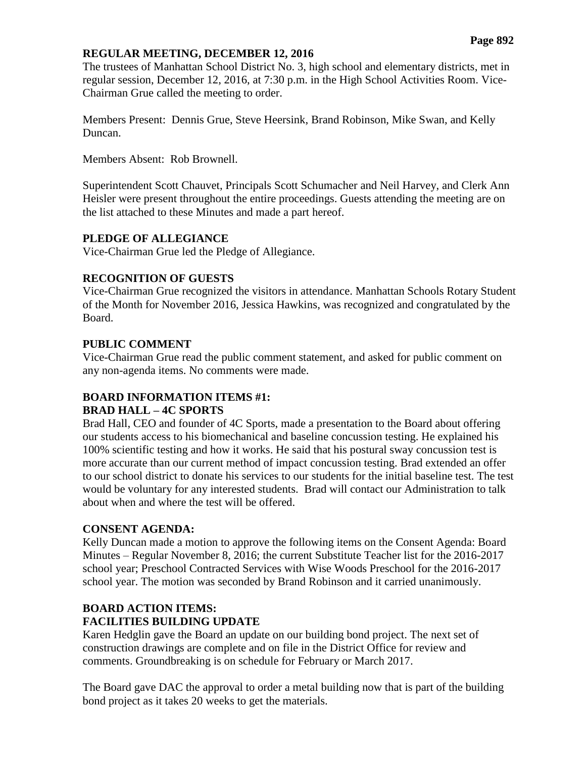## REGULAR MEETING, DECEMBER 12, 2016

The trustees of Manhattan School District No. 3, high school and elementary districts, met in regular session, December 12, 2016, at 7:30 p.m. in the High School Activities Room. Vice-Chairman Grue called the meeting to order.

Members Present: Dennis Grue, Steve Heersink, Brand Robinson, Mike Swan, and Kelly Duncan.

Members Absent: Rob Brownell.

Superintendent Scott Chauvet, Principals Scott Schumacher and Neil Harvey, and Clerk Ann Heisler were present throughout the entire proceedings. Guests attending the meeting are on the list attached to these Minutes and made a part hereof.

### PLEDGE OF ALLEGIANCE

Vice-Chairman Grue led the Pledge of Allegiance.

### RECOGNITION OF GUESTS

Vice-Chairman Grue recognized the visitors in attendance. Manhattan Schools Rotary Student of the Month for November 2016, Jessica Hawkins, was recognized and congratulated by the Board.

### PUBLIC COMMENT

Vice-Chairman Grue read the public comment statement, and asked for public comment on any non-agenda items. No comments were made.

### BOARD INFORMATION ITEMS #1:
### BRAD HALL – 4C SPORTS

Brad Hall, CEO and founder of 4C Sports, made a presentation to the Board about offering our students access to his biomechanical and baseline concussion testing. He explained his 100% scientific testing and how it works. He said that his postural sway concussion test is more accurate than our current method of impact concussion testing. Brad extended an offer to our school district to donate his services to our students for the initial baseline test. The test would be voluntary for any interested students. Brad will contact our Administration to talk about when and where the test will be offered.

### CONSENT AGENDA:

Kelly Duncan made a motion to approve the following items on the Consent Agenda: Board Minutes – Regular November 8, 2016; the current Substitute Teacher list for the 2016-2017 school year; Preschool Contracted Services with Wise Woods Preschool for the 2016-2017 school year. The motion was seconded by Brand Robinson and it carried unanimously.

### BOARD ACTION ITEMS:
### FACILITIES BUILDING UPDATE

Karen Hedglin gave the Board an update on our building bond project. The next set of construction drawings are complete and on file in the District Office for review and comments. Groundbreaking is on schedule for February or March 2017.

The Board gave DAC the approval to order a metal building now that is part of the building bond project as it takes 20 weeks to get the materials.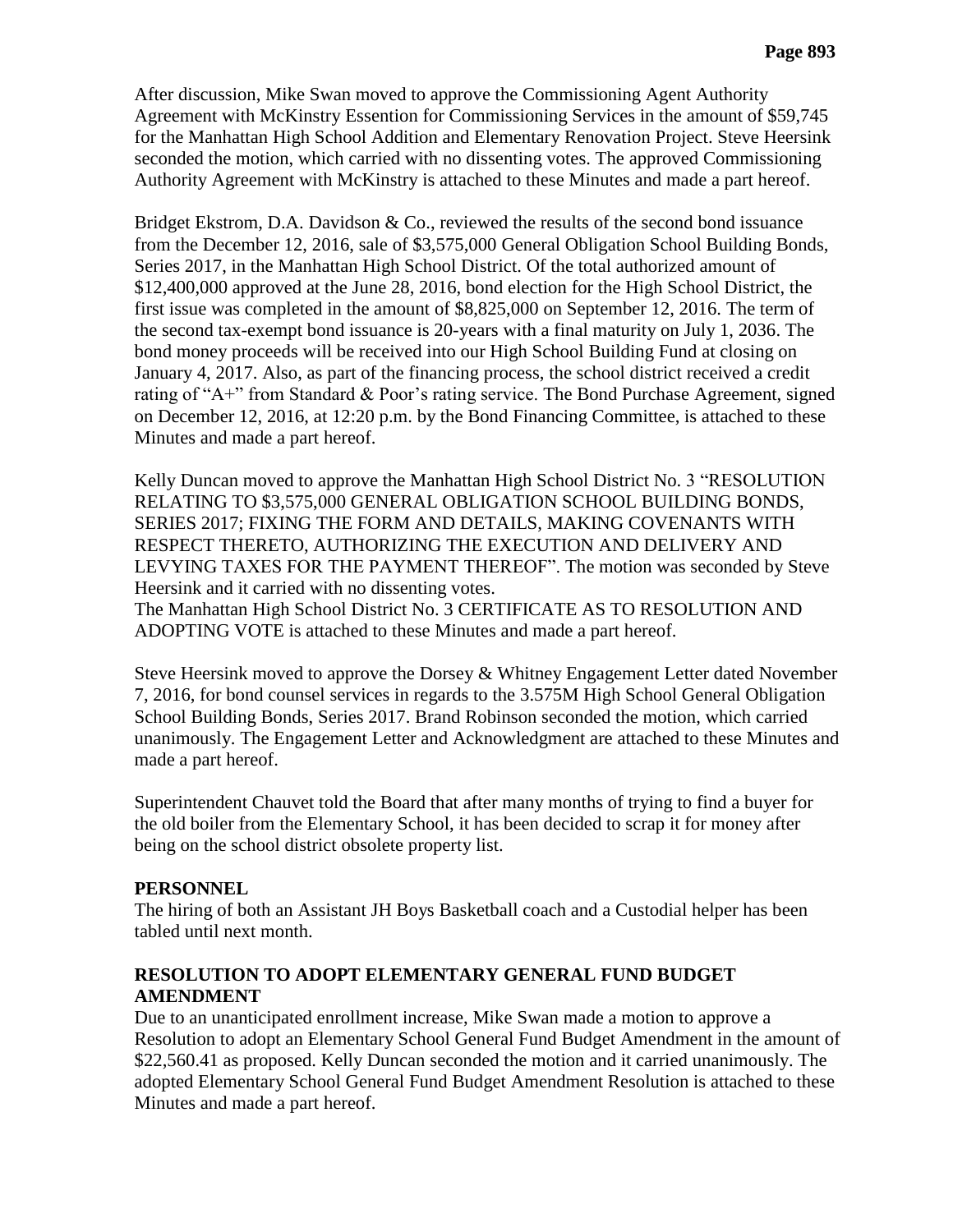After discussion, Mike Swan moved to approve the Commissioning Agent Authority Agreement with McKinstry Essention for Commissioning Services in the amount of $59,745 for the Manhattan High School Addition and Elementary Renovation Project. Steve Heersink seconded the motion, which carried with no dissenting votes. The approved Commissioning Authority Agreement with McKinstry is attached to these Minutes and made a part hereof.

Bridget Ekstrom, D.A. Davidson & Co., reviewed the results of the second bond issuance from the December 12, 2016, sale of $3,575,000 General Obligation School Building Bonds, Series 2017, in the Manhattan High School District. Of the total authorized amount of $12,400,000 approved at the June 28, 2016, bond election for the High School District, the first issue was completed in the amount of $8,825,000 on September 12, 2016. The term of the second tax-exempt bond issuance is 20-years with a final maturity on July 1, 2036. The bond money proceeds will be received into our High School Building Fund at closing on January 4, 2017. Also, as part of the financing process, the school district received a credit rating of "A+" from Standard & Poor's rating service. The Bond Purchase Agreement, signed on December 12, 2016, at 12:20 p.m. by the Bond Financing Committee, is attached to these Minutes and made a part hereof.

Kelly Duncan moved to approve the Manhattan High School District No. 3 "RESOLUTION RELATING TO $3,575,000 GENERAL OBLIGATION SCHOOL BUILDING BONDS, SERIES 2017; FIXING THE FORM AND DETAILS, MAKING COVENANTS WITH RESPECT THERETO, AUTHORIZING THE EXECUTION AND DELIVERY AND LEVYING TAXES FOR THE PAYMENT THEREOF". The motion was seconded by Steve Heersink and it carried with no dissenting votes.
The Manhattan High School District No. 3 CERTIFICATE AS TO RESOLUTION AND ADOPTING VOTE is attached to these Minutes and made a part hereof.

Steve Heersink moved to approve the Dorsey & Whitney Engagement Letter dated November 7, 2016, for bond counsel services in regards to the 3.575M High School General Obligation School Building Bonds, Series 2017. Brand Robinson seconded the motion, which carried unanimously. The Engagement Letter and Acknowledgment are attached to these Minutes and made a part hereof.

Superintendent Chauvet told the Board that after many months of trying to find a buyer for the old boiler from the Elementary School, it has been decided to scrap it for money after being on the school district obsolete property list.

**PERSONNEL**

The hiring of both an Assistant JH Boys Basketball coach and a Custodial helper has been tabled until next month.

**RESOLUTION TO ADOPT ELEMENTARY GENERAL FUND BUDGET AMENDMENT**

Due to an unanticipated enrollment increase, Mike Swan made a motion to approve a Resolution to adopt an Elementary School General Fund Budget Amendment in the amount of $22,560.41 as proposed. Kelly Duncan seconded the motion and it carried unanimously. The adopted Elementary School General Fund Budget Amendment Resolution is attached to these Minutes and made a part hereof.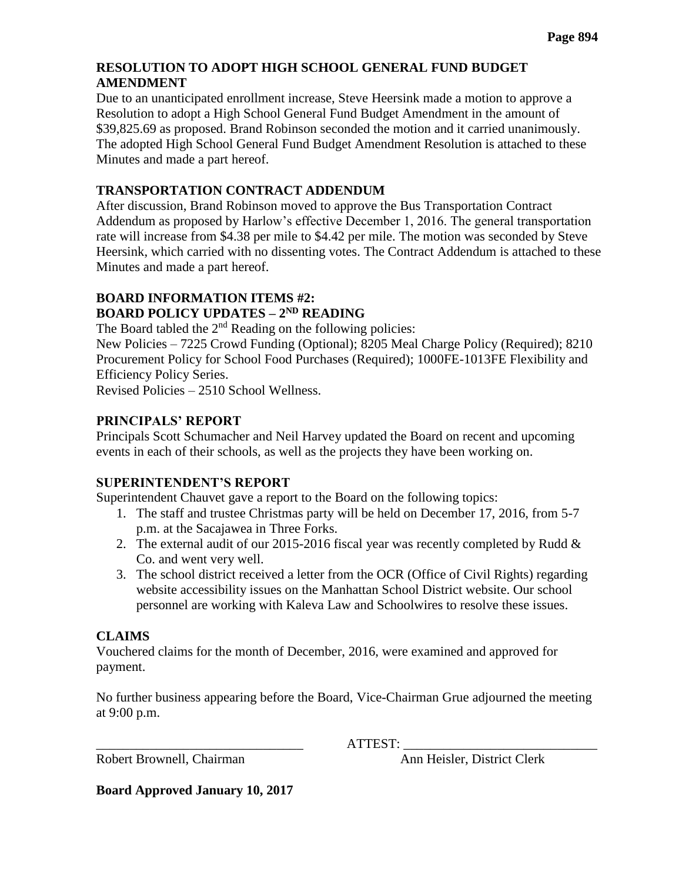## RESOLUTION TO ADOPT HIGH SCHOOL GENERAL FUND BUDGET AMENDMENT

Due to an unanticipated enrollment increase, Steve Heersink made a motion to approve a Resolution to adopt a High School General Fund Budget Amendment in the amount of $39,825.69 as proposed. Brand Robinson seconded the motion and it carried unanimously. The adopted High School General Fund Budget Amendment Resolution is attached to these Minutes and made a part hereof.

## TRANSPORTATION CONTRACT ADDENDUM

After discussion, Brand Robinson moved to approve the Bus Transportation Contract Addendum as proposed by Harlow's effective December 1, 2016. The general transportation rate will increase from $4.38 per mile to $4.42 per mile. The motion was seconded by Steve Heersink, which carried with no dissenting votes. The Contract Addendum is attached to these Minutes and made a part hereof.

## BOARD INFORMATION ITEMS #2:
## BOARD POLICY UPDATES – 2ND READING

The Board tabled the 2nd Reading on the following policies:

New Policies – 7225 Crowd Funding (Optional); 8205 Meal Charge Policy (Required); 8210 Procurement Policy for School Food Purchases (Required); 1000FE-1013FE Flexibility and Efficiency Policy Series.

Revised Policies – 2510 School Wellness.

## PRINCIPALS' REPORT

Principals Scott Schumacher and Neil Harvey updated the Board on recent and upcoming events in each of their schools, as well as the projects they have been working on.

## SUPERINTENDENT'S REPORT

Superintendent Chauvet gave a report to the Board on the following topics:

1. The staff and trustee Christmas party will be held on December 17, 2016, from 5-7 p.m. at the Sacajawea in Three Forks.
2. The external audit of our 2015-2016 fiscal year was recently completed by Rudd & Co. and went very well.
3. The school district received a letter from the OCR (Office of Civil Rights) regarding website accessibility issues on the Manhattan School District website. Our school personnel are working with Kaleva Law and Schoolwires to resolve these issues.

## CLAIMS

Vouchered claims for the month of December, 2016, were examined and approved for payment.

No further business appearing before the Board, Vice-Chairman Grue adjourned the meeting at 9:00 p.m.

_______________________________ ATTEST: _____________________________

Robert Brownell, Chairman Ann Heisler, District Clerk

**Board Approved January 10, 2017**